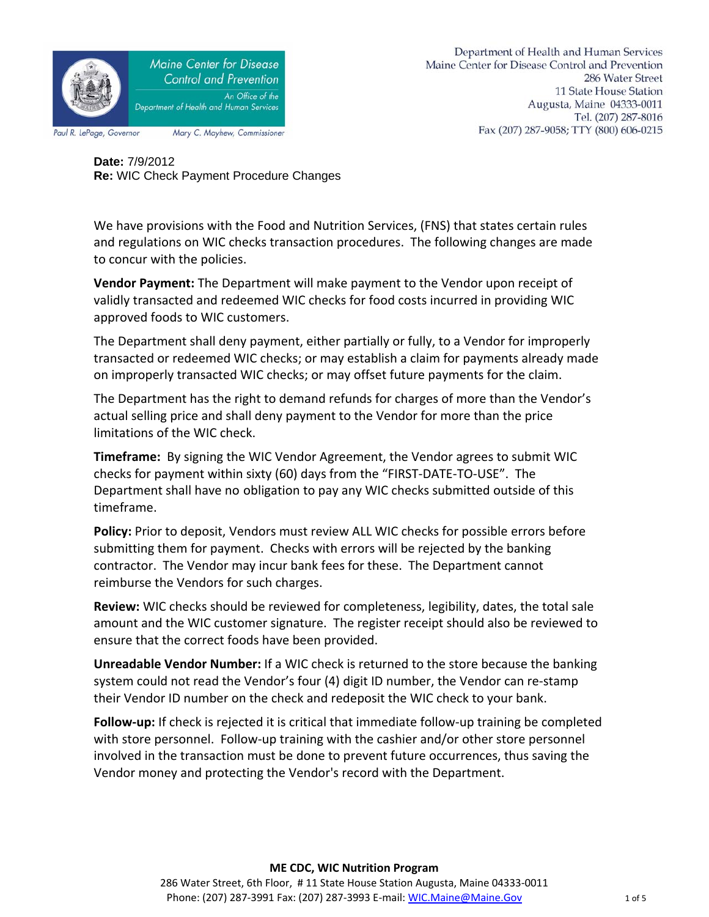Maine Center for Disease Control and Prevention
An Office of the Department of Health and Human Services

Paul R. LePage, Governor        Mary C. Mayhew, Commissioner

Department of Health and Human Services
Maine Center for Disease Control and Prevention
286 Water Street
11 State House Station
Augusta, Maine 04333-0011
Tel. (207) 287-8016
Fax (207) 287-9058; TTY (800) 606-0215

**Date:** 7/9/2012
**Re:** WIC Check Payment Procedure Changes

We have provisions with the Food and Nutrition Services, (FNS) that states certain rules and regulations on WIC checks transaction procedures. The following changes are made to concur with the policies.

**Vendor Payment:** The Department will make payment to the Vendor upon receipt of validly transacted and redeemed WIC checks for food costs incurred in providing WIC approved foods to WIC customers.

The Department shall deny payment, either partially or fully, to a Vendor for improperly transacted or redeemed WIC checks; or may establish a claim for payments already made on improperly transacted WIC checks; or may offset future payments for the claim.

The Department has the right to demand refunds for charges of more than the Vendor's actual selling price and shall deny payment to the Vendor for more than the price limitations of the WIC check.

**Timeframe:** By signing the WIC Vendor Agreement, the Vendor agrees to submit WIC checks for payment within sixty (60) days from the "FIRST-DATE-TO-USE". The Department shall have no obligation to pay any WIC checks submitted outside of this timeframe.

**Policy:** Prior to deposit, Vendors must review ALL WIC checks for possible errors before submitting them for payment. Checks with errors will be rejected by the banking contractor. The Vendor may incur bank fees for these. The Department cannot reimburse the Vendors for such charges.

**Review:** WIC checks should be reviewed for completeness, legibility, dates, the total sale amount and the WIC customer signature. The register receipt should also be reviewed to ensure that the correct foods have been provided.

**Unreadable Vendor Number:** If a WIC check is returned to the store because the banking system could not read the Vendor's four (4) digit ID number, the Vendor can re-stamp their Vendor ID number on the check and redeposit the WIC check to your bank.

**Follow-up:** If check is rejected it is critical that immediate follow-up training be completed with store personnel. Follow-up training with the cashier and/or other store personnel involved in the transaction must be done to prevent future occurrences, thus saving the Vendor money and protecting the Vendor's record with the Department.

**ME CDC, WIC Nutrition Program**
286 Water Street, 6th Floor, # 11 State House Station Augusta, Maine 04333-0011
Phone: (207) 287-3991 Fax: (207) 287-3993 E-mail: WIC.Maine@Maine.Gov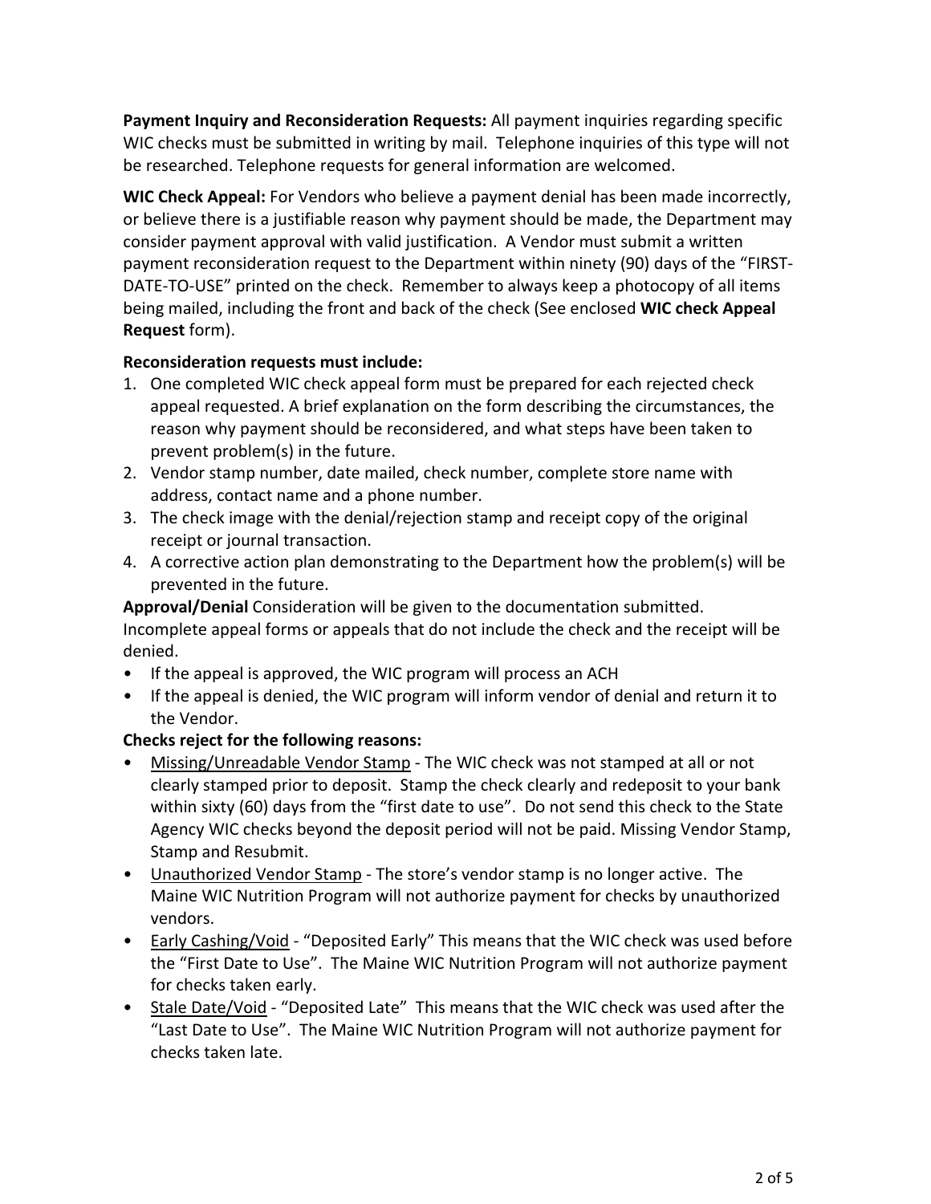**Payment Inquiry and Reconsideration Requests:** All payment inquiries regarding specific WIC checks must be submitted in writing by mail. Telephone inquiries of this type will not be researched. Telephone requests for general information are welcomed.

**WIC Check Appeal:** For Vendors who believe a payment denial has been made incorrectly, or believe there is a justifiable reason why payment should be made, the Department may consider payment approval with valid justification. A Vendor must submit a written payment reconsideration request to the Department within ninety (90) days of the "FIRST-DATE-TO-USE" printed on the check. Remember to always keep a photocopy of all items being mailed, including the front and back of the check (See enclosed **WIC check Appeal Request** form).

**Reconsideration requests must include:**

1. One completed WIC check appeal form must be prepared for each rejected check appeal requested. A brief explanation on the form describing the circumstances, the reason why payment should be reconsidered, and what steps have been taken to prevent problem(s) in the future.
2. Vendor stamp number, date mailed, check number, complete store name with address, contact name and a phone number.
3. The check image with the denial/rejection stamp and receipt copy of the original receipt or journal transaction.
4. A corrective action plan demonstrating to the Department how the problem(s) will be prevented in the future.

**Approval/Denial** Consideration will be given to the documentation submitted. Incomplete appeal forms or appeals that do not include the check and the receipt will be denied.

- If the appeal is approved, the WIC program will process an ACH
- If the appeal is denied, the WIC program will inform vendor of denial and return it to the Vendor.

**Checks reject for the following reasons:**

- Missing/Unreadable Vendor Stamp - The WIC check was not stamped at all or not clearly stamped prior to deposit. Stamp the check clearly and redeposit to your bank within sixty (60) days from the "first date to use". Do not send this check to the State Agency WIC checks beyond the deposit period will not be paid. Missing Vendor Stamp, Stamp and Resubmit.
- Unauthorized Vendor Stamp - The store's vendor stamp is no longer active. The Maine WIC Nutrition Program will not authorize payment for checks by unauthorized vendors.
- Early Cashing/Void - "Deposited Early" This means that the WIC check was used before the "First Date to Use". The Maine WIC Nutrition Program will not authorize payment for checks taken early.
- Stale Date/Void - "Deposited Late" This means that the WIC check was used after the "Last Date to Use". The Maine WIC Nutrition Program will not authorize payment for checks taken late.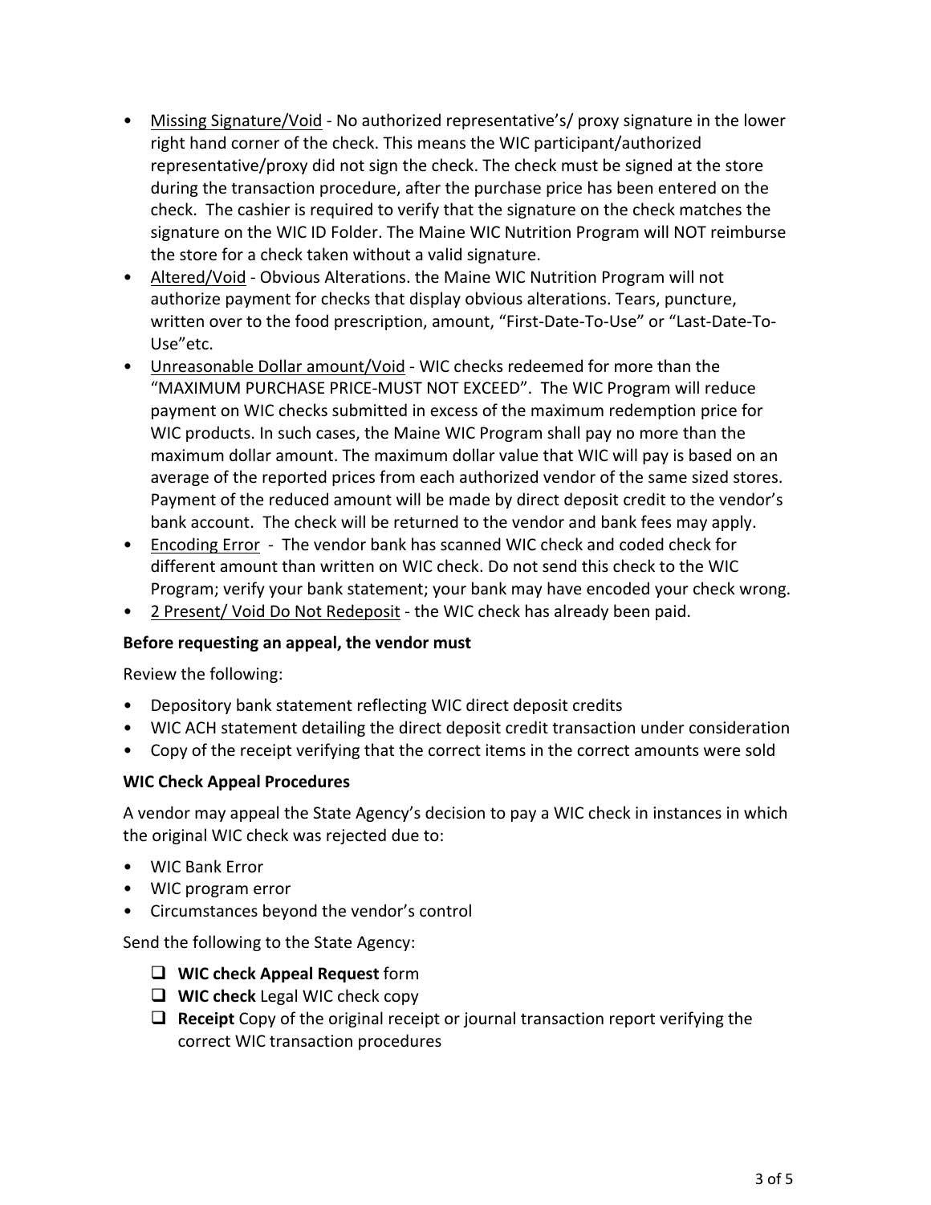- Missing Signature/Void - No authorized representative's/ proxy signature in the lower right hand corner of the check. This means the WIC participant/authorized representative/proxy did not sign the check. The check must be signed at the store during the transaction procedure, after the purchase price has been entered on the check. The cashier is required to verify that the signature on the check matches the signature on the WIC ID Folder. The Maine WIC Nutrition Program will NOT reimburse the store for a check taken without a valid signature.
- Altered/Void - Obvious Alterations. the Maine WIC Nutrition Program will not authorize payment for checks that display obvious alterations. Tears, puncture, written over to the food prescription, amount, "First-Date-To-Use" or "Last-Date-To-Use"etc.
- Unreasonable Dollar amount/Void - WIC checks redeemed for more than the "MAXIMUM PURCHASE PRICE-MUST NOT EXCEED". The WIC Program will reduce payment on WIC checks submitted in excess of the maximum redemption price for WIC products. In such cases, the Maine WIC Program shall pay no more than the maximum dollar amount. The maximum dollar value that WIC will pay is based on an average of the reported prices from each authorized vendor of the same sized stores. Payment of the reduced amount will be made by direct deposit credit to the vendor's bank account. The check will be returned to the vendor and bank fees may apply.
- Encoding Error - The vendor bank has scanned WIC check and coded check for different amount than written on WIC check. Do not send this check to the WIC Program; verify your bank statement; your bank may have encoded your check wrong.
- 2 Present/ Void Do Not Redeposit - the WIC check has already been paid.

**Before requesting an appeal, the vendor must**

Review the following:

- Depository bank statement reflecting WIC direct deposit credits
- WIC ACH statement detailing the direct deposit credit transaction under consideration
- Copy of the receipt verifying that the correct items in the correct amounts were sold

**WIC Check Appeal Procedures**

A vendor may appeal the State Agency's decision to pay a WIC check in instances in which the original WIC check was rejected due to:

- WIC Bank Error
- WIC program error
- Circumstances beyond the vendor's control

Send the following to the State Agency:

- ❑ **WIC check Appeal Request** form
- ❑ **WIC check** Legal WIC check copy
- ❑ **Receipt** Copy of the original receipt or journal transaction report verifying the correct WIC transaction procedures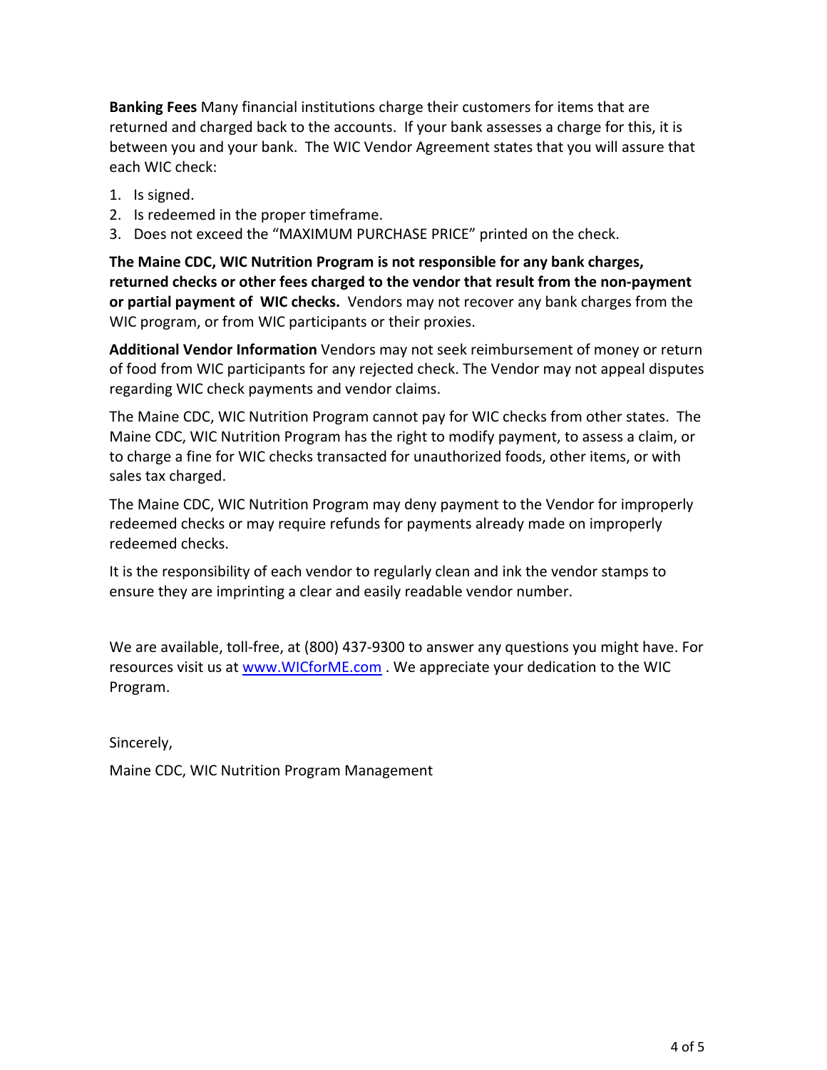**Banking Fees** Many financial institutions charge their customers for items that are returned and charged back to the accounts. If your bank assesses a charge for this, it is between you and your bank. The WIC Vendor Agreement states that you will assure that each WIC check:

1. Is signed.
2. Is redeemed in the proper timeframe.
3. Does not exceed the "MAXIMUM PURCHASE PRICE" printed on the check.

**The Maine CDC, WIC Nutrition Program is not responsible for any bank charges, returned checks or other fees charged to the vendor that result from the non-payment or partial payment of WIC checks.** Vendors may not recover any bank charges from the WIC program, or from WIC participants or their proxies.

**Additional Vendor Information** Vendors may not seek reimbursement of money or return of food from WIC participants for any rejected check. The Vendor may not appeal disputes regarding WIC check payments and vendor claims.

The Maine CDC, WIC Nutrition Program cannot pay for WIC checks from other states. The Maine CDC, WIC Nutrition Program has the right to modify payment, to assess a claim, or to charge a fine for WIC checks transacted for unauthorized foods, other items, or with sales tax charged.

The Maine CDC, WIC Nutrition Program may deny payment to the Vendor for improperly redeemed checks or may require refunds for payments already made on improperly redeemed checks.

It is the responsibility of each vendor to regularly clean and ink the vendor stamps to ensure they are imprinting a clear and easily readable vendor number.

We are available, toll-free, at (800) 437-9300 to answer any questions you might have. For resources visit us at [www.WICforME.com](http://www.WICforME.com) . We appreciate your dedication to the WIC Program.

Sincerely,

Maine CDC, WIC Nutrition Program Management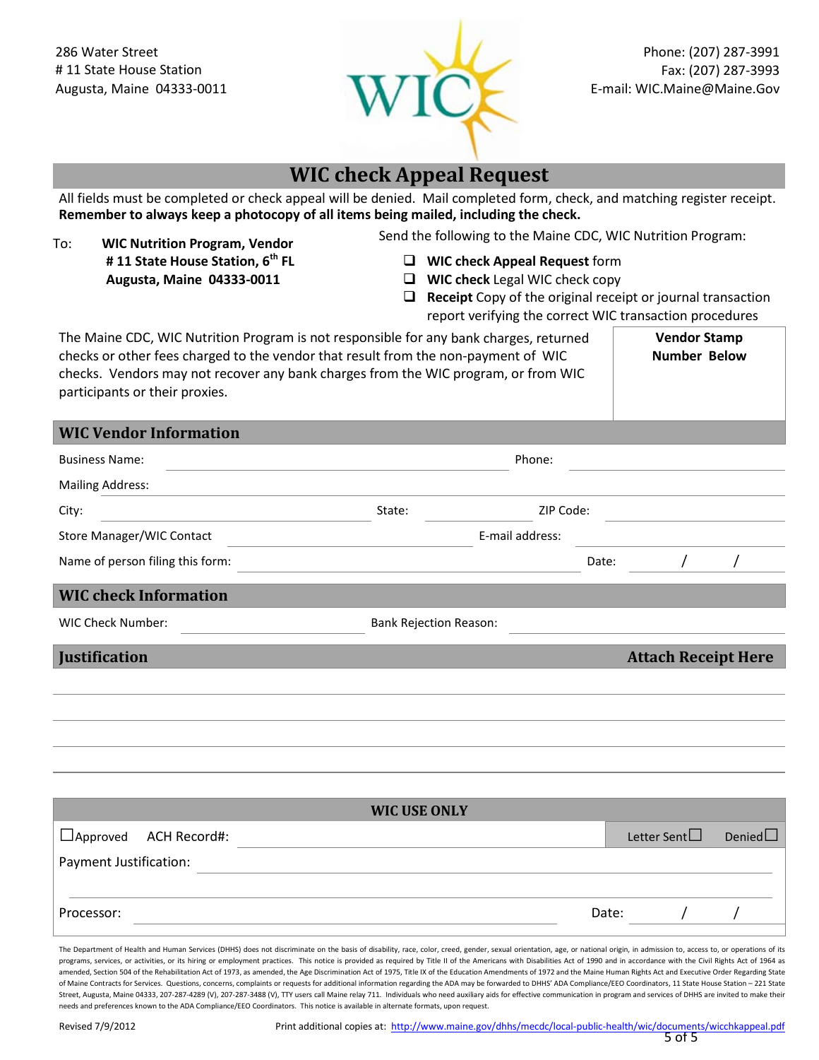286 Water Street
# 11 State House Station
Augusta, Maine 04333-0011

Phone: (207) 287-3991
Fax: (207) 287-3993
E-mail: WIC.Maine@Maine.Gov

# WIC check Appeal Request

All fields must be completed or check appeal will be denied. Mail completed form, check, and matching register receipt. **Remember to always keep a photocopy of all items being mailed, including the check.**

To: **WIC Nutrition Program, Vendor**
**# 11 State House Station, 6th FL**
**Augusta, Maine 04333-0011**

Send the following to the Maine CDC, WIC Nutrition Program:

- ❑ **WIC check Appeal Request** form
- ❑ **WIC check** Legal WIC check copy
- ❑ **Receipt** Copy of the original receipt or journal transaction report verifying the correct WIC transaction procedures

The Maine CDC, WIC Nutrition Program is not responsible for any bank charges, returned checks or other fees charged to the vendor that result from the non-payment of WIC checks. Vendors may not recover any bank charges from the WIC program, or from WIC participants or their proxies.

**Vendor Stamp Number Below**

## WIC Vendor Information

Business Name: ______________________ Phone: ______________________

Mailing Address: ______________________________________________

City: ______________________ State: __________ ZIP Code: ______________

Store Manager/WIC Contact ______________________ E-mail address: ______________________

Name of person filing this form: ______________________ Date: ____/____/____

## WIC check Information

WIC Check Number: ______________________ Bank Rejection Reason: ______________________

## Justification

**Attach Receipt Here**

______________________________________________

______________________________________________

______________________________________________

______________________________________________

## WIC USE ONLY

☐Approved ACH Record#: ______________________ Letter Sent☐ Denied☐

Payment Justification: ______________________________________________

______________________________________________

Processor: ______________________ Date: ____/____/____

The Department of Health and Human Services (DHHS) does not discriminate on the basis of disability, race, color, creed, gender, sexual orientation, age, or national origin, in admission to, access to, or operations of its programs, services, or activities, or its hiring or employment practices. This notice is provided as required by Title II of the Americans with Disabilities Act of 1990 and in accordance with the Civil Rights Act of 1964 as amended, Section 504 of the Rehabilitation Act of 1973, as amended, the Age Discrimination Act of 1975, Title IX of the Education Amendments of 1972 and the Maine Human Rights Act and Executive Order Regarding State of Maine Contracts for Services. Questions, concerns, complaints or requests for additional information regarding the ADA may be forwarded to DHHS' ADA Compliance/EEO Coordinators, 11 State House Station – 221 State Street, Augusta, Maine 04333, 207-287-4289 (V), 207-287-3488 (V), TTY users call Maine relay 711. Individuals who need auxiliary aids for effective communication in program and services of DHHS are invited to make their needs and preferences known to the ADA Compliance/EEO Coordinators. This notice is available in alternate formats, upon request.

Revised 7/9/2012

Print additional copies at: http://www.maine.gov/dhhs/mecdc/local-public-health/wic/documents/wicchkappeal.pdf